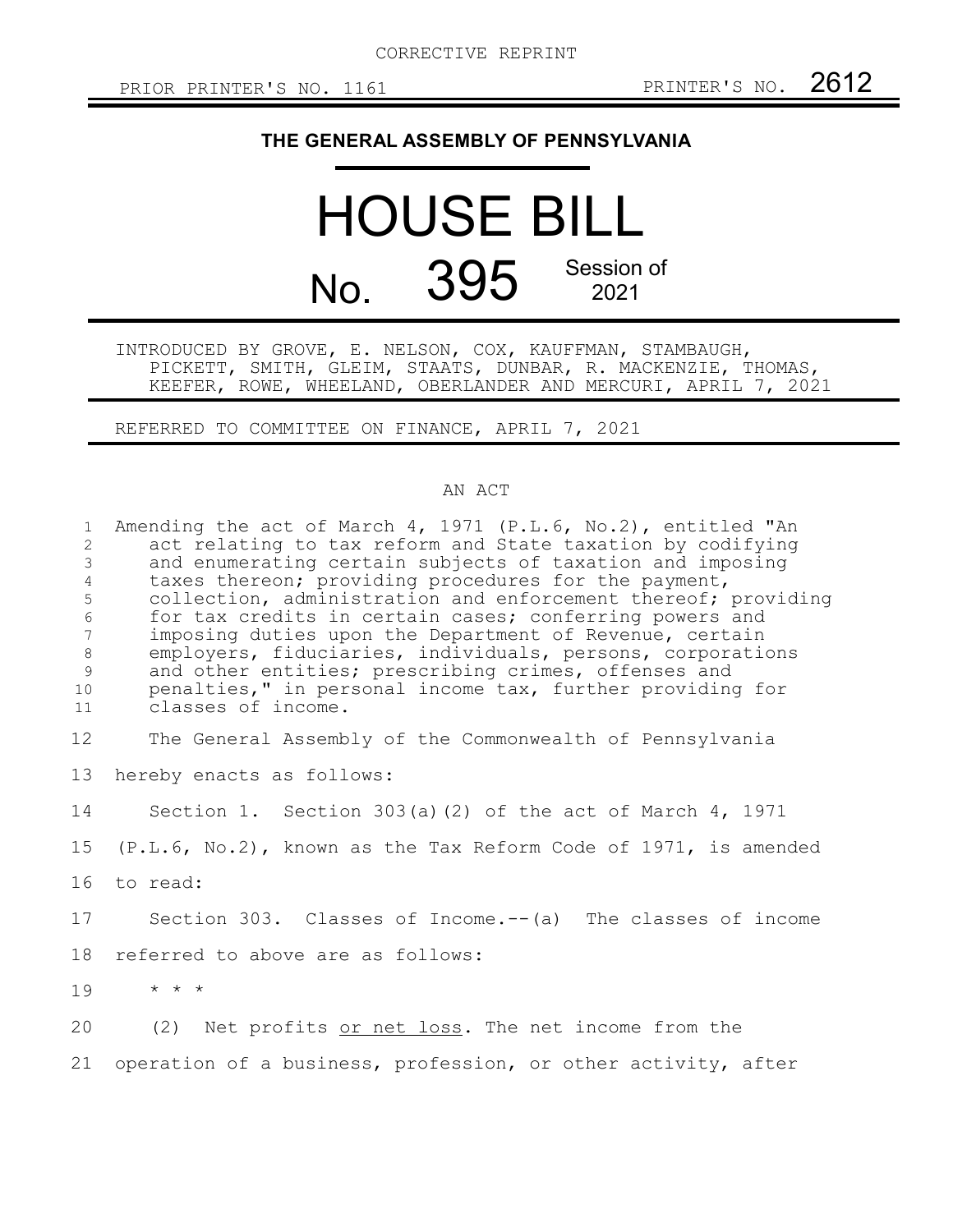CORRECTIVE REPRINT

PRIOR PRINTER'S NO. 1161 PRINTER'S NO. **2612**

**THE GENERAL ASSEMBLY OF PENNSYLVANIA**

# HOUSE BILL

# No. 395 Session of 2021

INTRODUCED BY GROVE, E. NELSON, COX, KAUFFMAN, STAMBAUGH, PICKETT, SMITH, GLEIM, STAATS, DUNBAR, R. MACKENZIE, THOMAS, KEEFER, ROWE, WHEELAND, OBERLANDER AND MERCURI, APRIL 7, 2021

REFERRED TO COMMITTEE ON FINANCE, APRIL 7, 2021

AN ACT

1 Amending the act of March 4, 1971 (P.L.6, No.2), entitled "An
2 act relating to tax reform and State taxation by codifying
3 and enumerating certain subjects of taxation and imposing
4 taxes thereon; providing procedures for the payment,
5 collection, administration and enforcement thereof; providing
6 for tax credits in certain cases; conferring powers and
7 imposing duties upon the Department of Revenue, certain
8 employers, fiduciaries, individuals, persons, corporations
9 and other entities; prescribing crimes, offenses and
10 penalties," in personal income tax, further providing for
11 classes of income.

12 The General Assembly of the Commonwealth of Pennsylvania
13 hereby enacts as follows:

14 Section 1. Section 303(a)(2) of the act of March 4, 1971
15 (P.L.6, No.2), known as the Tax Reform Code of 1971, is amended
16 to read:

17 Section 303. Classes of Income.--(a) The classes of income
18 referred to above are as follows:

19 * * *

20 (2) Net profits <u>or net loss</u>. The net income from the
21 operation of a business, profession, or other activity, after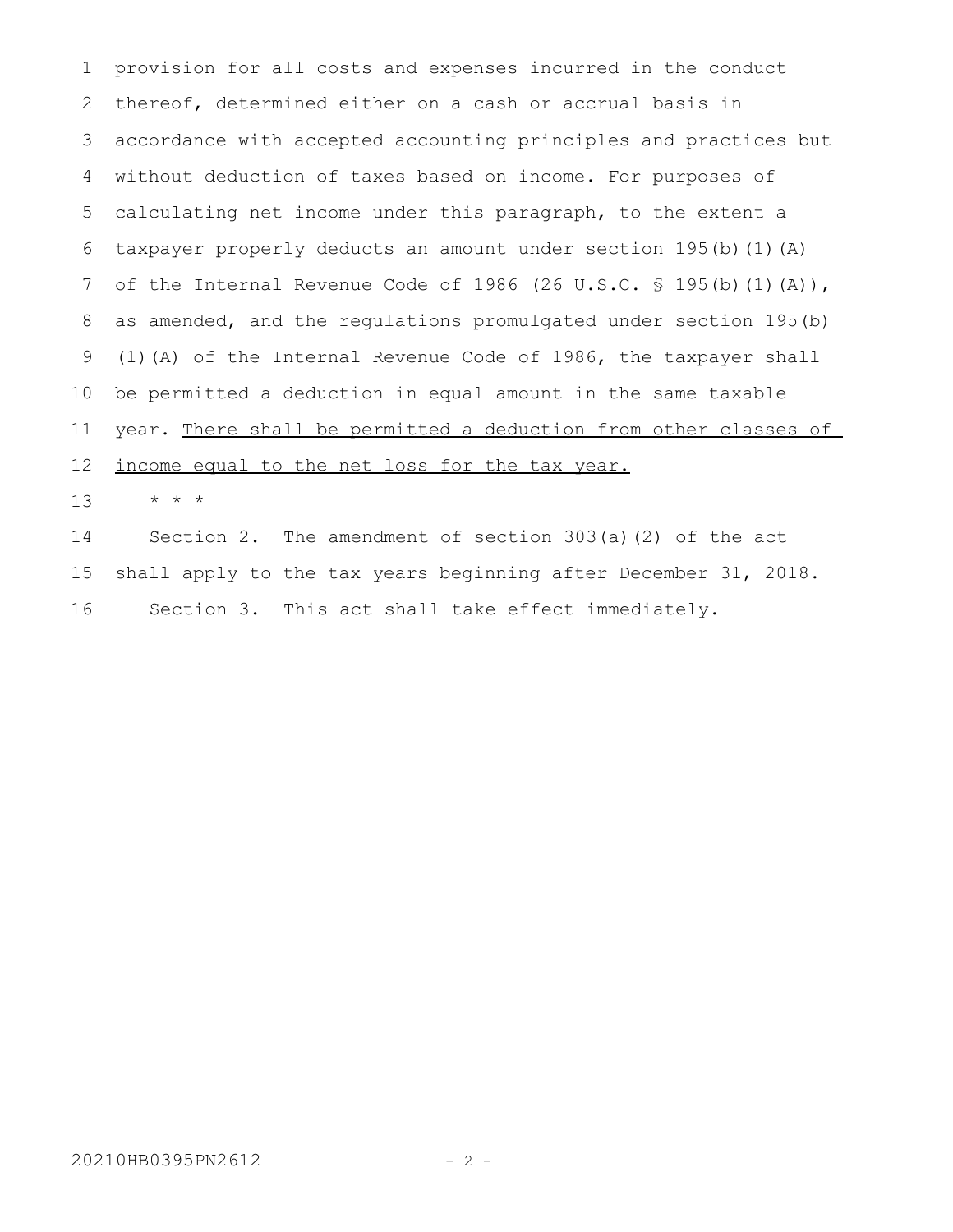provision for all costs and expenses incurred in the conduct thereof, determined either on a cash or accrual basis in accordance with accepted accounting principles and practices but without deduction of taxes based on income. For purposes of calculating net income under this paragraph, to the extent a taxpayer properly deducts an amount under section 195(b)(1)(A) of the Internal Revenue Code of 1986 (26 U.S.C. § 195(b)(1)(A)), as amended, and the regulations promulgated under section 195(b)(1)(A) of the Internal Revenue Code of 1986, the taxpayer shall be permitted a deduction in equal amount in the same taxable year. <u>There shall be permitted a deduction from other classes of income equal to the net loss for the tax year.</u>

* * *

Section 2. The amendment of section 303(a)(2) of the act shall apply to the tax years beginning after December 31, 2018.

Section 3. This act shall take effect immediately.